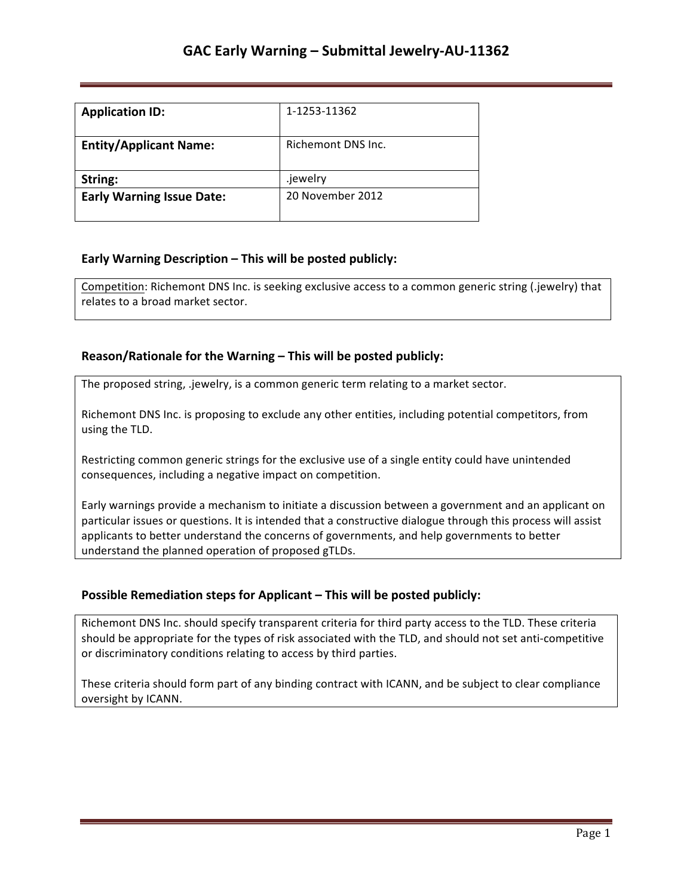# GAC Early Warning – Submittal Jewelry-AU-11362

| | |
|---|---|
| **Application ID:** | 1-1253-11362 |
| **Entity/Applicant Name:** | Richemont DNS Inc. |
| **String:** | .jewelry |
| **Early Warning Issue Date:** | 20 November 2012 |

### Early Warning Description – This will be posted publicly:

Competition: Richemont DNS Inc. is seeking exclusive access to a common generic string (.jewelry) that relates to a broad market sector.

### Reason/Rationale for the Warning – This will be posted publicly:

The proposed string, .jewelry, is a common generic term relating to a market sector.

Richemont DNS Inc. is proposing to exclude any other entities, including potential competitors, from using the TLD.

Restricting common generic strings for the exclusive use of a single entity could have unintended consequences, including a negative impact on competition.

Early warnings provide a mechanism to initiate a discussion between a government and an applicant on particular issues or questions. It is intended that a constructive dialogue through this process will assist applicants to better understand the concerns of governments, and help governments to better understand the planned operation of proposed gTLDs.

### Possible Remediation steps for Applicant – This will be posted publicly:

Richemont DNS Inc. should specify transparent criteria for third party access to the TLD. These criteria should be appropriate for the types of risk associated with the TLD, and should not set anti-competitive or discriminatory conditions relating to access by third parties.

These criteria should form part of any binding contract with ICANN, and be subject to clear compliance oversight by ICANN.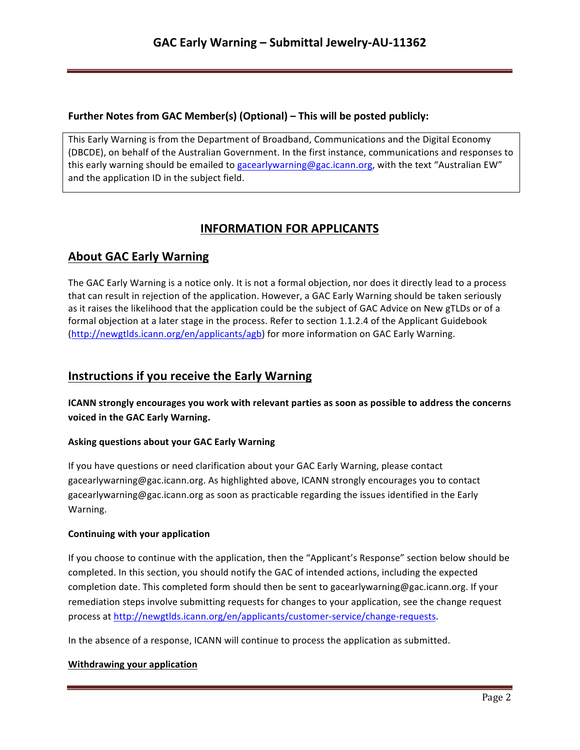**Further Notes from GAC Member(s) (Optional) – This will be posted publicly:**

This Early Warning is from the Department of Broadband, Communications and the Digital Economy (DBCDE), on behalf of the Australian Government. In the first instance, communications and responses to this early warning should be emailed to gacearlywarning@gac.icann.org, with the text "Australian EW" and the application ID in the subject field.

# INFORMATION FOR APPLICANTS

## About GAC Early Warning

The GAC Early Warning is a notice only. It is not a formal objection, nor does it directly lead to a process that can result in rejection of the application. However, a GAC Early Warning should be taken seriously as it raises the likelihood that the application could be the subject of GAC Advice on New gTLDs or of a formal objection at a later stage in the process. Refer to section 1.1.2.4 of the Applicant Guidebook (http://newgtlds.icann.org/en/applicants/agb) for more information on GAC Early Warning.

## Instructions if you receive the Early Warning

**ICANN strongly encourages you work with relevant parties as soon as possible to address the concerns voiced in the GAC Early Warning.**

### Asking questions about your GAC Early Warning

If you have questions or need clarification about your GAC Early Warning, please contact gacearlywarning@gac.icann.org. As highlighted above, ICANN strongly encourages you to contact gacearlywarning@gac.icann.org as soon as practicable regarding the issues identified in the Early Warning.

### Continuing with your application

If you choose to continue with the application, then the "Applicant's Response" section below should be completed. In this section, you should notify the GAC of intended actions, including the expected completion date. This completed form should then be sent to gacearlywarning@gac.icann.org. If your remediation steps involve submitting requests for changes to your application, see the change request process at http://newgtlds.icann.org/en/applicants/customer-service/change-requests.

In the absence of a response, ICANN will continue to process the application as submitted.

### Withdrawing your application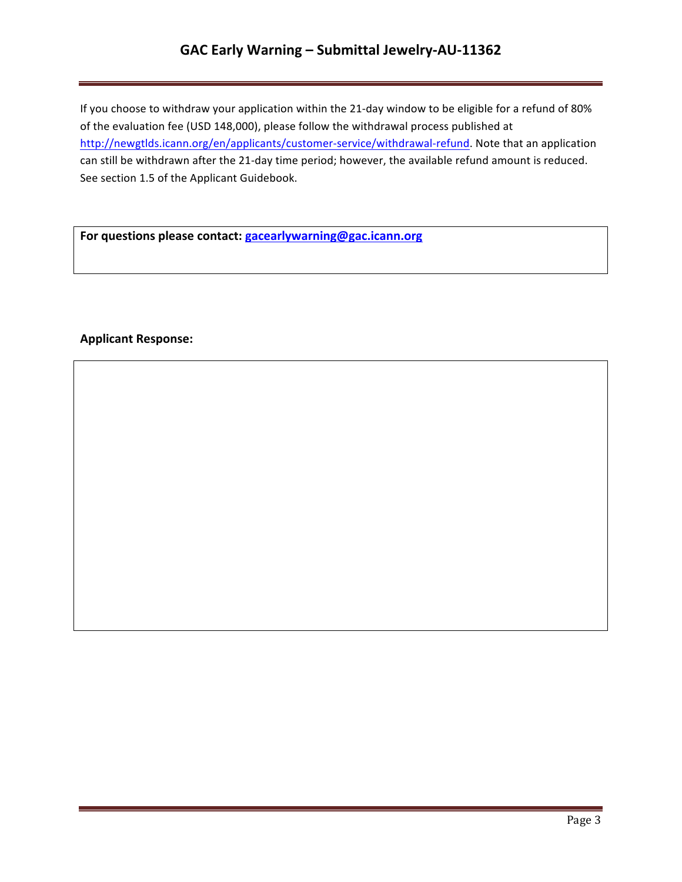If you choose to withdraw your application within the 21-day window to be eligible for a refund of 80% of the evaluation fee (USD 148,000), please follow the withdrawal process published at http://newgtlds.icann.org/en/applicants/customer-service/withdrawal-refund. Note that an application can still be withdrawn after the 21-day time period; however, the available refund amount is reduced. See section 1.5 of the Applicant Guidebook.

**For questions please contact: gacearlywarning@gac.icann.org**

**Applicant Response:**